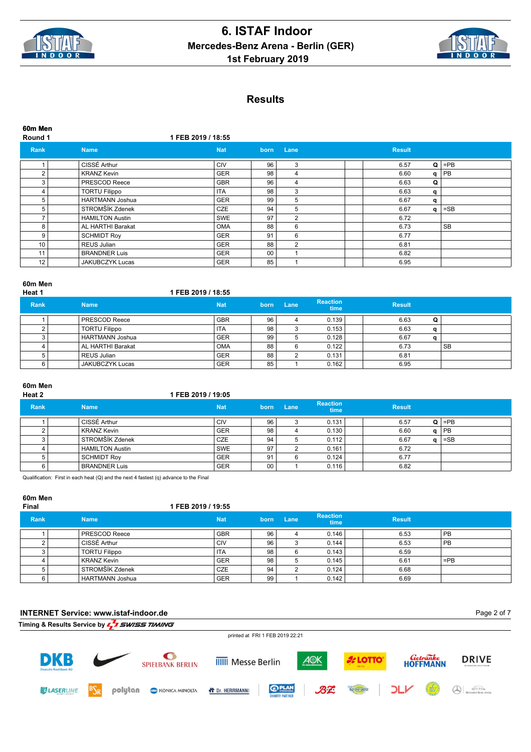# 6. ISTAF Indoor

## Mercedes-Benz Arena - Berlin (GER)

## 1st February 2019

## Results

### 60m Men

**Round 1** — 1 FEB 2019 / 18:55

| Rank | Name | Nat | born | Lane | Result | | |
|---|---|---|---|---|---|---|---|
| 1 | CISSÉ Arthur | CIV | 96 | 3 | 6.57 | Q | =PB |
| 2 | KRANZ Kevin | GER | 98 | 4 | 6.60 | q | PB |
| 3 | PRESCOD Reece | GBR | 96 | 4 | 6.63 | Q | |
| 4 | TORTU Filippo | ITA | 98 | 3 | 6.63 | q | |
| 5 | HARTMANN Joshua | GER | 99 | 5 | 6.67 | q | |
| 5 | STROMŠÍK Zdenek | CZE | 94 | 5 | 6.67 | q | =SB |
| 7 | HAMILTON Austin | SWE | 97 | 2 | 6.72 | | |
| 8 | AL HARTHI Barakat | OMA | 88 | 6 | 6.73 | | SB |
| 9 | SCHMIDT Roy | GER | 91 | 6 | 6.77 | | |
| 10 | REUS Julian | GER | 88 | 2 | 6.81 | | |
| 11 | BRANDNER Luis | GER | 00 | 1 | 6.82 | | |
| 12 | JAKUBCZYK Lucas | GER | 85 | 1 | 6.95 | | |

### 60m Men

**Heat 1** — 1 FEB 2019 / 18:55

| Rank | Name | Nat | born | Lane | Reaction time | Result | | |
|---|---|---|---|---|---|---|---|---|
| 1 | PRESCOD Reece | GBR | 96 | 4 | 0.139 | 6.63 | Q | |
| 2 | TORTU Filippo | ITA | 98 | 3 | 0.153 | 6.63 | q | |
| 3 | HARTMANN Joshua | GER | 99 | 5 | 0.128 | 6.67 | q | |
| 4 | AL HARTHI Barakat | OMA | 88 | 6 | 0.122 | 6.73 | | SB |
| 5 | REUS Julian | GER | 88 | 2 | 0.131 | 6.81 | | |
| 6 | JAKUBCZYK Lucas | GER | 85 | 1 | 0.162 | 6.95 | | |

### 60m Men

**Heat 2** — 1 FEB 2019 / 19:05

| Rank | Name | Nat | born | Lane | Reaction time | Result | | |
|---|---|---|---|---|---|---|---|---|
| 1 | CISSÉ Arthur | CIV | 96 | 3 | 0.131 | 6.57 | Q | =PB |
| 2 | KRANZ Kevin | GER | 98 | 4 | 0.130 | 6.60 | q | PB |
| 3 | STROMŠÍK Zdenek | CZE | 94 | 5 | 0.112 | 6.67 | q | =SB |
| 4 | HAMILTON Austin | SWE | 97 | 2 | 0.161 | 6.72 | | |
| 5 | SCHMIDT Roy | GER | 91 | 6 | 0.124 | 6.77 | | |
| 6 | BRANDNER Luis | GER | 00 | 1 | 0.116 | 6.82 | | |

Qualification: First in each heat (Q) and the next 4 fastest (q) advance to the Final

### 60m Men

**Final** — 1 FEB 2019 / 19:55

| Rank | Name | Nat | born | Lane | Reaction time | Result | |
|---|---|---|---|---|---|---|---|
| 1 | PRESCOD Reece | GBR | 96 | 4 | 0.146 | 6.53 | PB |
| 2 | CISSÉ Arthur | CIV | 96 | 3 | 0.144 | 6.53 | PB |
| 3 | TORTU Filippo | ITA | 98 | 6 | 0.143 | 6.59 | |
| 4 | KRANZ Kevin | GER | 98 | 5 | 0.145 | 6.61 | =PB |
| 5 | STROMŠÍK Zdenek | CZE | 94 | 2 | 0.124 | 6.68 | |
| 6 | HARTMANN Joshua | GER | 99 | 1 | 0.142 | 6.69 | |

**INTERNET Service: www.istaf-indoor.de**

Timing & Results Service by SWISS TIMING

printed at FRI 1 FEB 2019 22:21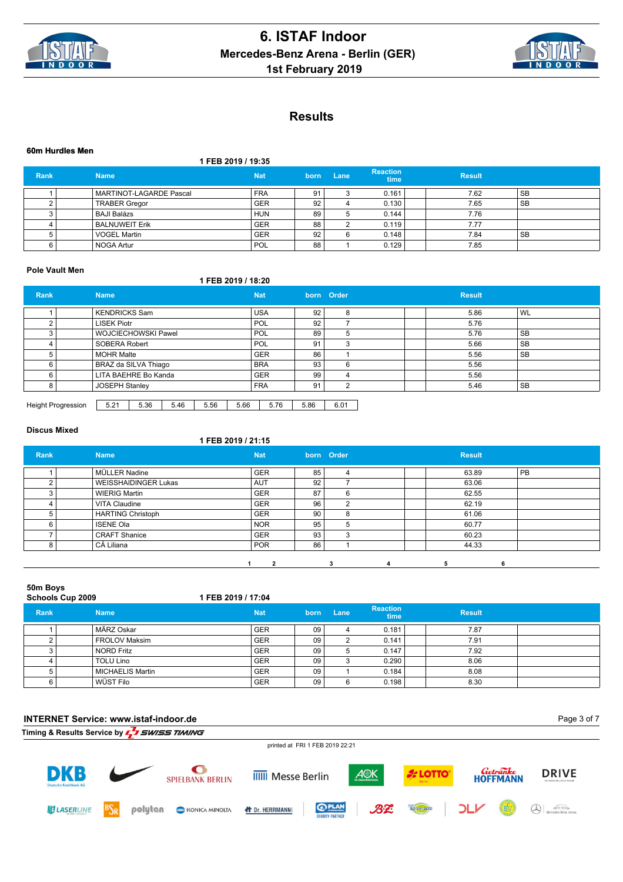# 6. ISTAF Indoor
## Mercedes-Benz Arena - Berlin (GER)
## 1st February 2019

## Results

### 60m Hurdles Men

1 FEB 2019 / 19:35

| Rank | Name | Nat | born | Lane | Reaction time | Result | |
|---|---|---|---|---|---|---|---|
| 1 | MARTINOT-LAGARDE Pascal | FRA | 91 | 3 | 0.161 | 7.62 | SB |
| 2 | TRABER Gregor | GER | 92 | 4 | 0.130 | 7.65 | SB |
| 3 | BAJI Balázs | HUN | 89 | 5 | 0.144 | 7.76 | |
| 4 | BALNUWEIT Erik | GER | 88 | 2 | 0.119 | 7.77 | |
| 5 | VOGEL Martin | GER | 92 | 6 | 0.148 | 7.84 | SB |
| 6 | NOGA Artur | POL | 88 | 1 | 0.129 | 7.85 | |

### Pole Vault Men

1 FEB 2019 / 18:20

| Rank | Name | Nat | born | Order | Result | |
|---|---|---|---|---|---|---|
| 1 | KENDRICKS Sam | USA | 92 | 8 | 5.86 | WL |
| 2 | LISEK Piotr | POL | 92 | 7 | 5.76 | |
| 3 | WOJCIECHOWSKI Pawel | POL | 89 | 5 | 5.76 | SB |
| 4 | SOBERA Robert | POL | 91 | 3 | 5.66 | SB |
| 5 | MOHR Malte | GER | 86 | 1 | 5.56 | SB |
| 6 | BRAZ da SILVA Thiago | BRA | 93 | 6 | 5.56 | |
| 6 | LITA BAEHRE Bo Kanda | GER | 99 | 4 | 5.56 | |
| 8 | JOSEPH Stanley | FRA | 91 | 2 | 5.46 | SB |

| Height Progression | 5.21 | 5.36 | 5.46 | 5.56 | 5.66 | 5.76 | 5.86 | 6.01 |
|---|---|---|---|---|---|---|---|---|

### Discus Mixed

1 FEB 2019 / 21:15

| Rank | Name | Nat | born | Order | Result | |
|---|---|---|---|---|---|---|
| 1 | MÜLLER Nadine | GER | 85 | 4 | 63.89 | PB |
| 2 | WEISSHAIDINGER Lukas | AUT | 92 | 7 | 63.06 | |
| 3 | WIERIG Martin | GER | 87 | 6 | 62.55 | |
| 4 | VITA Claudine | GER | 96 | 2 | 62.19 | |
| 5 | HARTING Christoph | GER | 90 | 8 | 61.06 | |
| 6 | ISENE Ola | NOR | 95 | 5 | 60.77 | |
| 7 | CRAFT Shanice | GER | 93 | 3 | 60.23 | |
| 8 | CÁ Liliana | POR | 86 | 1 | 44.33 | |

1 2 3 4 5 6

### 50m Boys
### Schools Cup 2009

1 FEB 2019 / 17:04

| Rank | Name | Nat | born | Lane | Reaction time | Result | |
|---|---|---|---|---|---|---|---|
| 1 | MÄRZ Oskar | GER | 09 | 4 | 0.181 | 7.87 | |
| 2 | FROLOV Maksim | GER | 09 | 2 | 0.141 | 7.91 | |
| 3 | NORD Fritz | GER | 09 | 5 | 0.147 | 7.92 | |
| 4 | TOLU Lino | GER | 09 | 3 | 0.290 | 8.06 | |
| 5 | MICHAELIS Martin | GER | 09 | 1 | 0.184 | 8.08 | |
| 6 | WÜST Filo | GER | 09 | 6 | 0.198 | 8.30 | |

INTERNET Service: www.istaf-indoor.de

Timing & Results Service by SWISS TIMING

printed at FRI 1 FEB 2019 22:21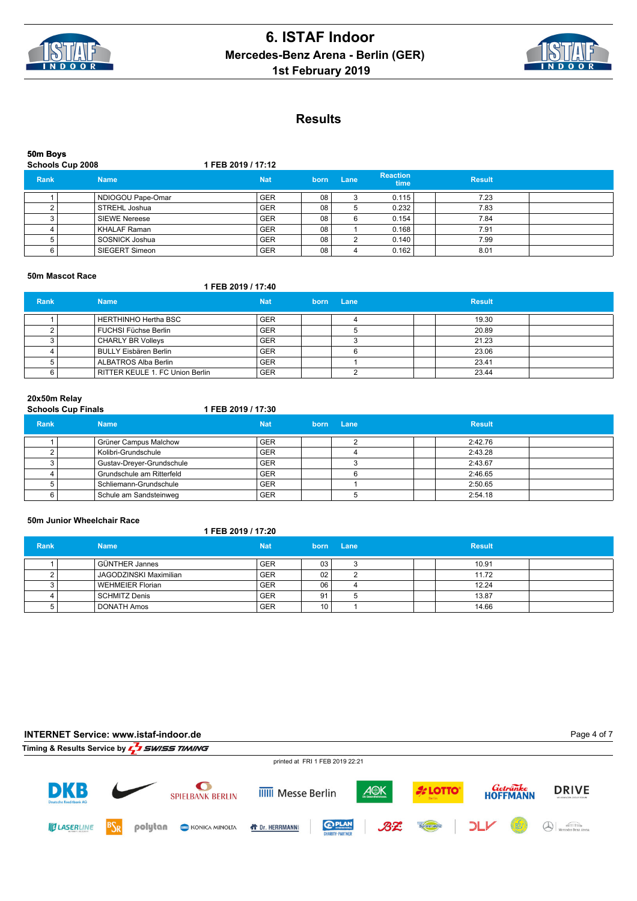# 6. ISTAF Indoor
## Mercedes-Benz Arena - Berlin (GER)
## 1st February 2019

## Results

### 50m Boys
**Schools Cup 2008** — 1 FEB 2019 / 17:12

| Rank | Name | Nat | born | Lane | Reaction time | Result |
|---|---|---|---|---|---|---|
| 1 | NDIOGOU Pape-Omar | GER | 08 | 3 | 0.115 | 7.23 |
| 2 | STREHL Joshua | GER | 08 | 5 | 0.232 | 7.83 |
| 3 | SIEWE Nereese | GER | 08 | 6 | 0.154 | 7.84 |
| 4 | KHALAF Raman | GER | 08 | 1 | 0.168 | 7.91 |
| 5 | SOSNICK Joshua | GER | 08 | 2 | 0.140 | 7.99 |
| 6 | SIEGERT Simeon | GER | 08 | 4 | 0.162 | 8.01 |

### 50m Mascot Race
1 FEB 2019 / 17:40

| Rank | Name | Nat | born | Lane | Result |
|---|---|---|---|---|---|
| 1 | HERTHINHO Hertha BSC | GER | | 4 | 19.30 |
| 2 | FUCHSI Füchse Berlin | GER | | 5 | 20.89 |
| 3 | CHARLY BR Volleys | GER | | 3 | 21.23 |
| 4 | BULLY Eisbären Berlin | GER | | 6 | 23.06 |
| 5 | ALBATROS Alba Berlin | GER | | 1 | 23.41 |
| 6 | RITTER KEULE 1. FC Union Berlin | GER | | 2 | 23.44 |

### 20x50m Relay
**Schools Cup Finals** — 1 FEB 2019 / 17:30

| Rank | Name | Nat | born | Lane | Result |
|---|---|---|---|---|---|
| 1 | Grüner Campus Malchow | GER | | 2 | 2:42.76 |
| 2 | Kolibri-Grundschule | GER | | 4 | 2:43.28 |
| 3 | Gustav-Dreyer-Grundschule | GER | | 3 | 2:43.67 |
| 4 | Grundschule am Ritterfeld | GER | | 6 | 2:46.65 |
| 5 | Schliemann-Grundschule | GER | | 1 | 2:50.65 |
| 6 | Schule am Sandsteinweg | GER | | 5 | 2:54.18 |

### 50m Junior Wheelchair Race
1 FEB 2019 / 17:20

| Rank | Name | Nat | born | Lane | Result |
|---|---|---|---|---|---|
| 1 | GÜNTHER Jannes | GER | 03 | 3 | 10.91 |
| 2 | JAGODZINSKI Maximilian | GER | 02 | 2 | 11.72 |
| 3 | WEHMEIER Florian | GER | 06 | 4 | 12.24 |
| 4 | SCHMITZ Denis | GER | 91 | 5 | 13.87 |
| 5 | DONATH Amos | GER | 10 | 1 | 14.66 |

INTERNET Service: www.istaf-indoor.de

Timing & Results Service by SWISS TIMING

printed at FRI 1 FEB 2019 22:21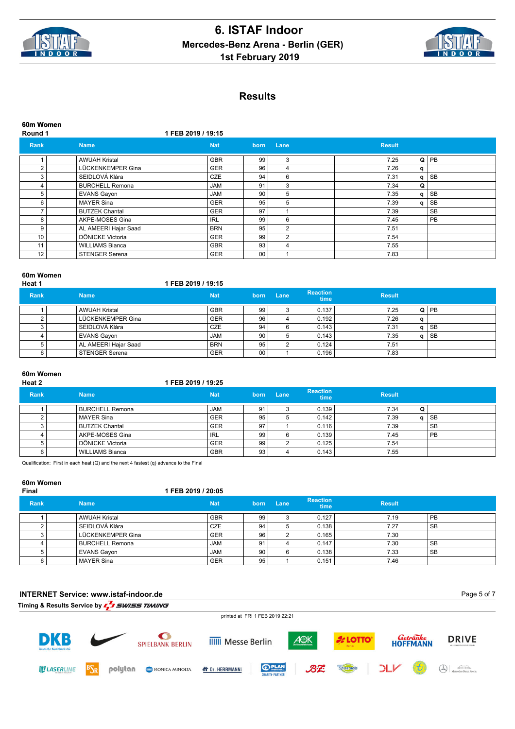# 6. ISTAF Indoor

## Mercedes-Benz Arena - Berlin (GER)

## 1st February 2019

## Results

### 60m Women
**Round 1** — 1 FEB 2019 / 19:15

| Rank | | Name | Nat | born | Lane | | | Result | | |
|---|---|---|---|---|---|---|---|---|---|---|
| 1 | | AWUAH Kristal | GBR | 99 | 3 | | | 7.25 | Q | PB |
| 2 | | LÜCKENKEMPER Gina | GER | 96 | 4 | | | 7.26 | q | |
| 3 | | SEIDLOVÁ Klára | CZE | 94 | 6 | | | 7.31 | q | SB |
| 4 | | BURCHELL Remona | JAM | 91 | 3 | | | 7.34 | Q | |
| 5 | | EVANS Gayon | JAM | 90 | 5 | | | 7.35 | q | SB |
| 6 | | MAYER Sina | GER | 95 | 5 | | | 7.39 | q | SB |
| 7 | | BUTZEK Chantal | GER | 97 | 1 | | | 7.39 | | SB |
| 8 | | AKPE-MOSES Gina | IRL | 99 | 6 | | | 7.45 | | PB |
| 9 | | AL AMEERI Hajar Saad | BRN | 95 | 2 | | | 7.51 | | |
| 10 | | DÖNICKE Victoria | GER | 99 | 2 | | | 7.54 | | |
| 11 | | WILLIAMS Bianca | GBR | 93 | 4 | | | 7.55 | | |
| 12 | | STENGER Serena | GER | 00 | 1 | | | 7.83 | | |

### 60m Women
**Heat 1** — 1 FEB 2019 / 19:15

| Rank | | Name | Nat | born | Lane | Reaction time | | Result | | |
|---|---|---|---|---|---|---|---|---|---|---|
| 1 | | AWUAH Kristal | GBR | 99 | 3 | 0.137 | | 7.25 | Q | PB |
| 2 | | LÜCKENKEMPER Gina | GER | 96 | 4 | 0.192 | | 7.26 | q | |
| 3 | | SEIDLOVÁ Klára | CZE | 94 | 6 | 0.143 | | 7.31 | q | SB |
| 4 | | EVANS Gayon | JAM | 90 | 5 | 0.143 | | 7.35 | q | SB |
| 5 | | AL AMEERI Hajar Saad | BRN | 95 | 2 | 0.124 | | 7.51 | | |
| 6 | | STENGER Serena | GER | 00 | 1 | 0.196 | | 7.83 | | |

### 60m Women
**Heat 2** — 1 FEB 2019 / 19:25

| Rank | | Name | Nat | born | Lane | Reaction time | | Result | | |
|---|---|---|---|---|---|---|---|---|---|---|
| 1 | | BURCHELL Remona | JAM | 91 | 3 | 0.139 | | 7.34 | Q | |
| 2 | | MAYER Sina | GER | 95 | 5 | 0.142 | | 7.39 | q | SB |
| 3 | | BUTZEK Chantal | GER | 97 | 1 | 0.116 | | 7.39 | | SB |
| 4 | | AKPE-MOSES Gina | IRL | 99 | 6 | 0.139 | | 7.45 | | PB |
| 5 | | DÖNICKE Victoria | GER | 99 | 2 | 0.125 | | 7.54 | | |
| 6 | | WILLIAMS Bianca | GBR | 93 | 4 | 0.143 | | 7.55 | | |

Qualification: First in each heat (Q) and the next 4 fastest (q) advance to the Final

### 60m Women
**Final** — 1 FEB 2019 / 20:05

| Rank | | Name | Nat | born | Lane | Reaction time | | Result | |
|---|---|---|---|---|---|---|---|---|---|
| 1 | | AWUAH Kristal | GBR | 99 | 3 | 0.127 | | 7.19 | PB |
| 2 | | SEIDLOVÁ Klára | CZE | 94 | 5 | 0.138 | | 7.27 | SB |
| 3 | | LÜCKENKEMPER Gina | GER | 96 | 2 | 0.165 | | 7.30 | |
| 4 | | BURCHELL Remona | JAM | 91 | 4 | 0.147 | | 7.30 | SB |
| 5 | | EVANS Gayon | JAM | 90 | 6 | 0.138 | | 7.33 | SB |
| 6 | | MAYER Sina | GER | 95 | 1 | 0.151 | | 7.46 | |

**INTERNET Service: www.istaf-indoor.de**

Timing & Results Service by SWISS TIMING

printed at FRI 1 FEB 2019 22:21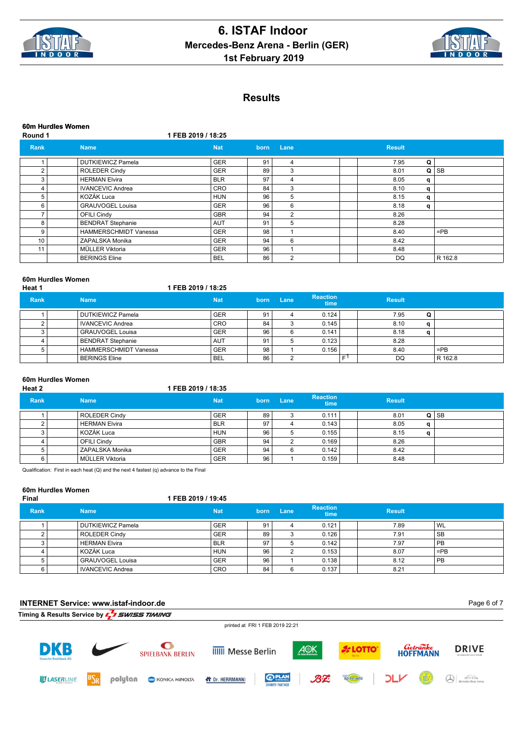# 6. ISTAF Indoor

## Mercedes-Benz Arena - Berlin (GER)

### 1st February 2019

## Results

### 60m Hurdles Women

**Round 1** — 1 FEB 2019 / 18:25

| Rank | | Name | Nat | born | Lane | | Result | | |
|---|---|---|---|---|---|---|---|---|---|
| 1 | | DUTKIEWICZ Pamela | GER | 91 | 4 | | 7.95 | Q | |
| 2 | | ROLEDER Cindy | GER | 89 | 3 | | 8.01 | Q | SB |
| 3 | | HERMAN Elvira | BLR | 97 | 4 | | 8.05 | q | |
| 4 | | IVANCEVIC Andrea | CRO | 84 | 3 | | 8.10 | q | |
| 5 | | KOZÁK Luca | HUN | 96 | 5 | | 8.15 | q | |
| 6 | | GRAUVOGEL Louisa | GER | 96 | 6 | | 8.18 | q | |
| 7 | | OFILI Cindy | GBR | 94 | 2 | | 8.26 | | |
| 8 | | BENDRAT Stephanie | AUT | 91 | 5 | | 8.28 | | |
| 9 | | HAMMERSCHMIDT Vanessa | GER | 98 | 1 | | 8.40 | | =PB |
| 10 | | ZAPALSKA Monika | GER | 94 | 6 | | 8.42 | | |
| 11 | | MÜLLER Viktoria | GER | 96 | 1 | | 8.48 | | |
| | | BERINGS Eline | BEL | 86 | 2 | | DQ | | R 162.8 |

### 60m Hurdles Women

**Heat 1** — 1 FEB 2019 / 18:25

| Rank | | Name | Nat | born | Lane | Reaction time | | Result | | |
|---|---|---|---|---|---|---|---|---|---|---|
| 1 | | DUTKIEWICZ Pamela | GER | 91 | 4 | 0.124 | | 7.95 | Q | |
| 2 | | IVANCEVIC Andrea | CRO | 84 | 3 | 0.145 | | 8.10 | q | |
| 3 | | GRAUVOGEL Louisa | GER | 96 | 6 | 0.141 | | 8.18 | q | |
| 4 | | BENDRAT Stephanie | AUT | 91 | 5 | 0.123 | | 8.28 | | |
| 5 | | HAMMERSCHMIDT Vanessa | GER | 98 | 1 | 0.156 | | 8.40 | | =PB |
| | | BERINGS Eline | BEL | 86 | 2 | | F1 | DQ | | R 162.8 |

### 60m Hurdles Women

**Heat 2** — 1 FEB 2019 / 18:35

| Rank | | Name | Nat | born | Lane | Reaction time | | Result | | |
|---|---|---|---|---|---|---|---|---|---|---|
| 1 | | ROLEDER Cindy | GER | 89 | 3 | 0.111 | | 8.01 | Q | SB |
| 2 | | HERMAN Elvira | BLR | 97 | 4 | 0.143 | | 8.05 | q | |
| 3 | | KOZÁK Luca | HUN | 96 | 5 | 0.155 | | 8.15 | q | |
| 4 | | OFILI Cindy | GBR | 94 | 2 | 0.169 | | 8.26 | | |
| 5 | | ZAPALSKA Monika | GER | 94 | 6 | 0.142 | | 8.42 | | |
| 6 | | MÜLLER Viktoria | GER | 96 | 1 | 0.159 | | 8.48 | | |

Qualification: First in each heat (Q) and the next 4 fastest (q) advance to the Final

### 60m Hurdles Women

**Final** — 1 FEB 2019 / 19:45

| Rank | | Name | Nat | born | Lane | Reaction time | | Result | |
|---|---|---|---|---|---|---|---|---|---|
| 1 | | DUTKIEWICZ Pamela | GER | 91 | 4 | 0.121 | | 7.89 | WL |
| 2 | | ROLEDER Cindy | GER | 89 | 3 | 0.126 | | 7.91 | SB |
| 3 | | HERMAN Elvira | BLR | 97 | 5 | 0.142 | | 7.97 | PB |
| 4 | | KOZÁK Luca | HUN | 96 | 2 | 0.153 | | 8.07 | =PB |
| 5 | | GRAUVOGEL Louisa | GER | 96 | 1 | 0.138 | | 8.12 | PB |
| 6 | | IVANCEVIC Andrea | CRO | 84 | 6 | 0.137 | | 8.21 | |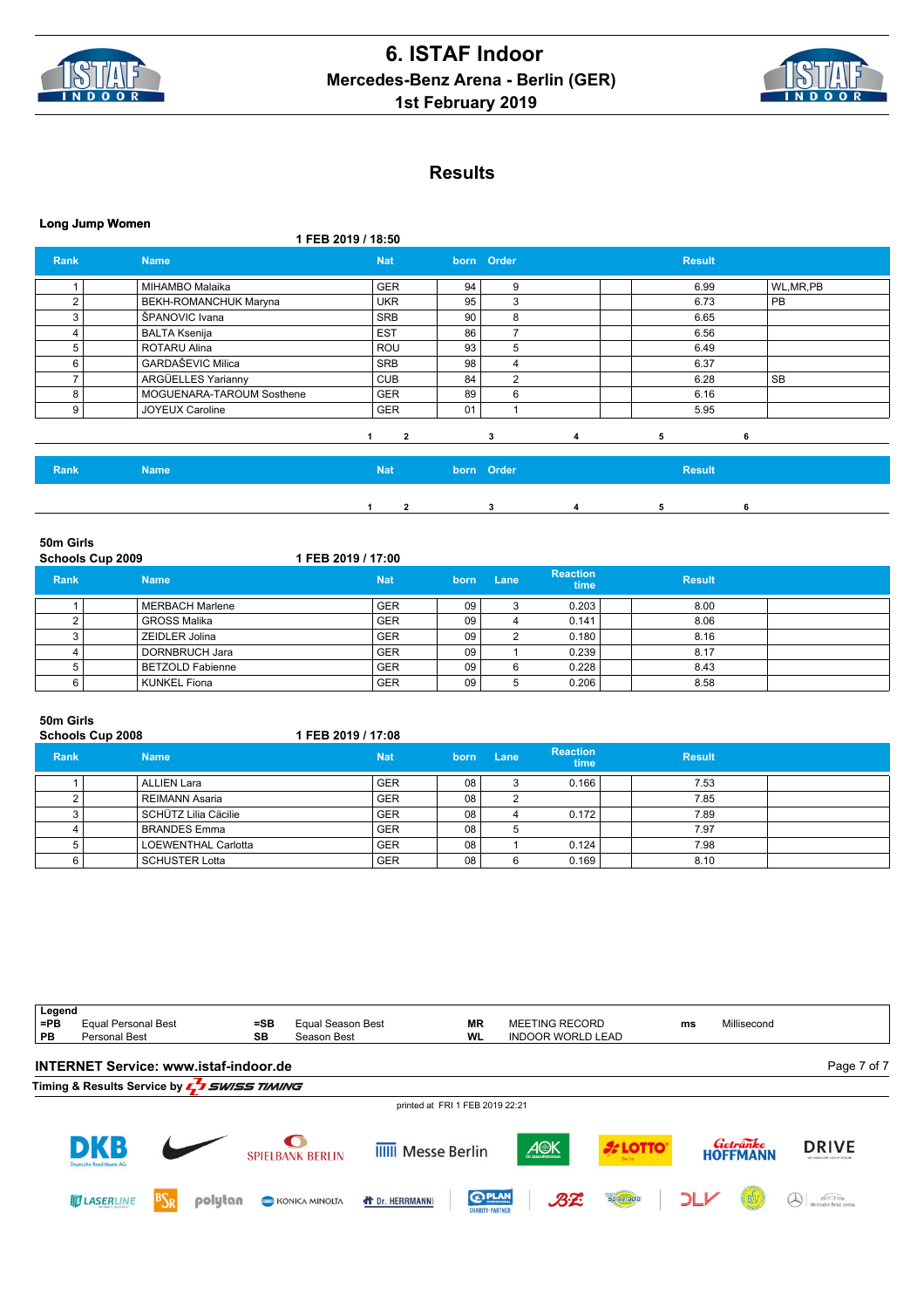# 6. ISTAF Indoor
## Mercedes-Benz Arena - Berlin (GER)
## 1st February 2019

# Results

### Long Jump Women

1 FEB 2019 / 18:50

| Rank | Name | Nat | born | Order | | Result | |
|---|---|---|---|---|---|---|---|
| 1 | MIHAMBO Malaika | GER | 94 | 9 | | 6.99 | WL,MR,PB |
| 2 | BEKH-ROMANCHUK Maryna | UKR | 95 | 3 | | 6.73 | PB |
| 3 | ŠPANOVIC Ivana | SRB | 90 | 8 | | 6.65 | |
| 4 | BALTA Ksenija | EST | 86 | 7 | | 6.56 | |
| 5 | ROTARU Alina | ROU | 93 | 5 | | 6.49 | |
| 6 | GARDAŠEVIC Milica | SRB | 98 | 4 | | 6.37 | |
| 7 | ARGÜELLES Yarianny | CUB | 84 | 2 | | 6.28 | SB |
| 8 | MOGUENARA-TAROUM Sosthene | GER | 89 | 6 | | 6.16 | |
| 9 | JOYEUX Caroline | GER | 01 | 1 | | 5.95 | |

1 2 3 4 5 6

| Rank | Name | Nat | born | Order | Result |
|---|---|---|---|---|---|

1 2 3 4 5 6

### 50m Girls
### Schools Cup 2009

1 FEB 2019 / 17:00

| Rank | Name | Nat | born | Lane | Reaction time | Result | |
|---|---|---|---|---|---|---|---|
| 1 | MERBACH Marlene | GER | 09 | 3 | 0.203 | 8.00 | |
| 2 | GROSS Malika | GER | 09 | 4 | 0.141 | 8.06 | |
| 3 | ZEIDLER Jolina | GER | 09 | 2 | 0.180 | 8.16 | |
| 4 | DORNBRUCH Jara | GER | 09 | 1 | 0.239 | 8.17 | |
| 5 | BETZOLD Fabienne | GER | 09 | 6 | 0.228 | 8.43 | |
| 6 | KUNKEL Fiona | GER | 09 | 5 | 0.206 | 8.58 | |

### 50m Girls
### Schools Cup 2008

1 FEB 2019 / 17:08

| Rank | Name | Nat | born | Lane | Reaction time | Result | |
|---|---|---|---|---|---|---|---|
| 1 | ALLIEN Lara | GER | 08 | 3 | 0.166 | 7.53 | |
| 2 | REIMANN Asaria | GER | 08 | 2 | | 7.85 | |
| 3 | SCHÜTZ Lilia Cäcilie | GER | 08 | 4 | 0.172 | 7.89 | |
| 4 | BRANDES Emma | GER | 08 | 5 | | 7.97 | |
| 5 | LOEWENTHAL Carlotta | GER | 08 | 1 | 0.124 | 7.98 | |
| 6 | SCHUSTER Lotta | GER | 08 | 6 | 0.169 | 8.10 | |

**Legend**

| | | | | | | | |
|---|---|---|---|---|---|---|---|
| =PB | Equal Personal Best | =SB | Equal Season Best | MR | MEETING RECORD | ms | Millisecond |
| PB | Personal Best | SB | Season Best | WL | INDOOR WORLD LEAD | | |

**INTERNET Service: www.istaf-indoor.de**

Timing & Results Service by SWISS TIMING

printed at FRI 1 FEB 2019 22:21